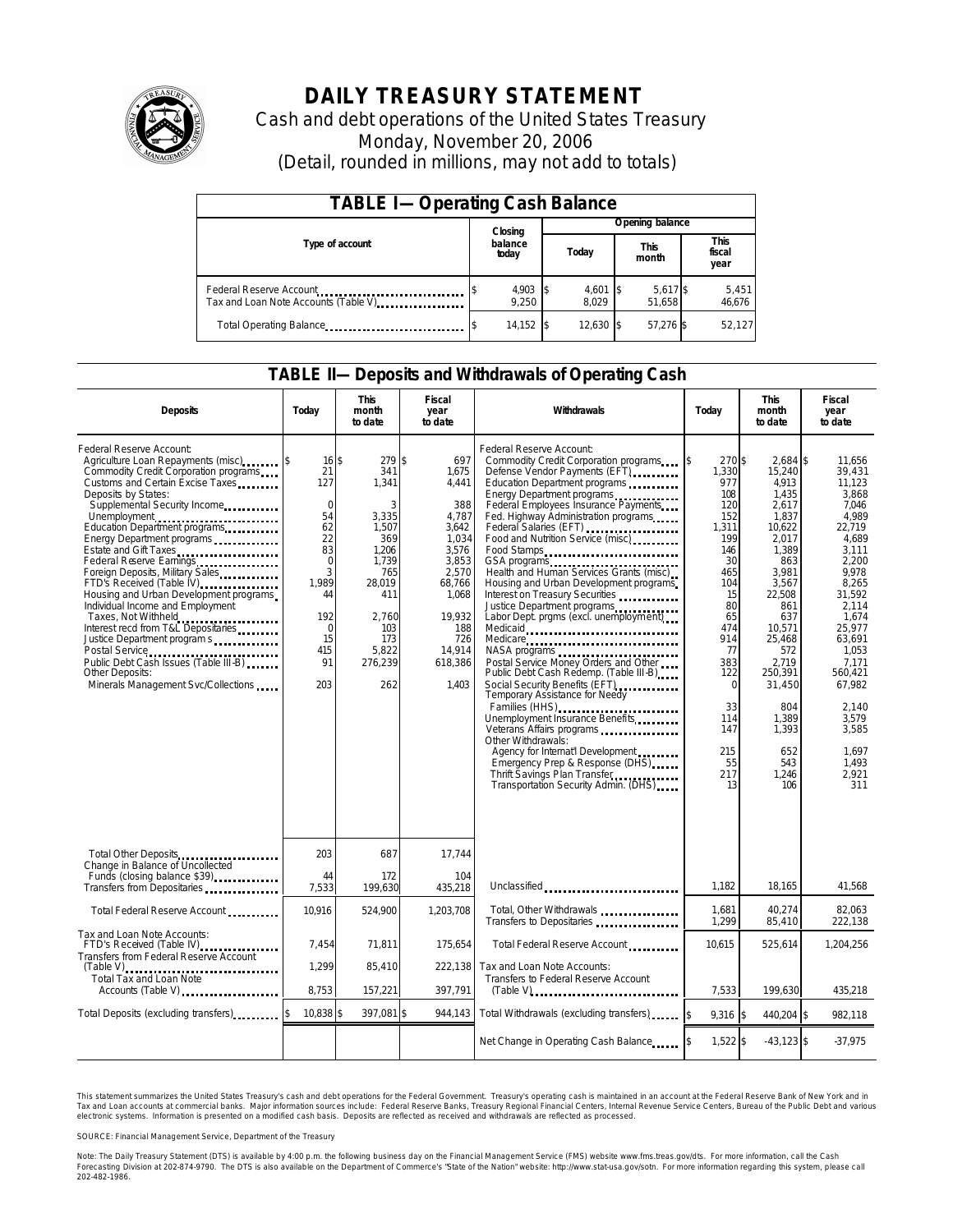# DAILY TREASURY STATEMENT

Cash and debt operations of the United States Treasury

Monday, November 20, 2006

(Detail, rounded in millions, may not add to totals)

## TABLE I—Operating Cash Balance

| Type of account | Closing balance today | Opening balance Today | Opening balance This month | Opening balance This fiscal year |
|---|---|---|---|---|
| Federal Reserve Account | $ 4,903 | $ 4,601 | $ 5,617 | $ 5,451 |
| Tax and Loan Note Accounts (Table V) | 9,250 | 8,029 | 51,658 | 46,676 |
| Total Operating Balance | $ 14,152 | $ 12,630 | $ 57,276 | $ 52,127 |

## TABLE II—Deposits and Withdrawals of Operating Cash

| Deposits | Today | This month to date | Fiscal year to date |
|---|---|---|---|
| Federal Reserve Account: | | | |
| Agriculture Loan Repayments (misc) | $ 16 | $ 279 | $ 697 |
| Commodity Credit Corporation programs | 21 | 341 | 1,675 |
| Customs and Certain Excise Taxes | 127 | 1,341 | 4,441 |
| Deposits by States: | | | |
| Supplemental Security Income | 0 | 3 | 388 |
| Unemployment | 54 | 3,335 | 4,787 |
| Education Department programs | 62 | 1,507 | 3,642 |
| Energy Department programs | 22 | 369 | 1,034 |
| Estate and Gift Taxes | 83 | 1,206 | 3,576 |
| Federal Reserve Earnings | 0 | 1,739 | 3,853 |
| Foreign Deposits, Military Sales | 3 | 765 | 2,570 |
| FTD's Received (Table IV) | 1,989 | 28,019 | 68,766 |
| Housing and Urban Development programs | 44 | 411 | 1,068 |
| Individual Income and Employment Taxes, Not Withheld | 192 | 2,760 | 19,932 |
| Interest recd from T&L Depositaries | 0 | 103 | 188 |
| Justice Department program s | 15 | 173 | 726 |
| Postal Service | 415 | 5,822 | 14,914 |
| Public Debt Cash Issues (Table III-B) | 91 | 276,239 | 618,386 |
| Other Deposits: | | | |
| Minerals Management Svc/Collections | 203 | 262 | 1,403 |
| Total Other Deposits | 203 | 687 | 17,744 |
| Change in Balance of Uncollected Funds (closing balance $39) | 44 | 172 | 104 |
| Transfers from Depositaries | 7,533 | 199,630 | 435,218 |
| Total Federal Reserve Account | 10,916 | 524,900 | 1,203,708 |
| Tax and Loan Note Accounts: | | | |
| FTD's Received (Table IV) | 7,454 | 71,811 | 175,654 |
| Transfers from Federal Reserve Account (Table V) | 1,299 | 85,410 | 222,138 |
| Total Tax and Loan Note Accounts (Table V) | 8,753 | 157,221 | 397,791 |
| Total Deposits (excluding transfers) | $ 10,838 | $ 397,081 | $ 944,143 |

| Withdrawals | Today | This month to date | Fiscal year to date |
|---|---|---|---|
| Federal Reserve Account: | | | |
| Commodity Credit Corporation programs | $ 270 | $ 2,684 | $ 11,656 |
| Defense Vendor Payments (EFT) | 1,330 | 15,240 | 39,431 |
| Education Department programs | 977 | 4,913 | 11,123 |
| Energy Department programs | 108 | 1,435 | 3,868 |
| Federal Employees Insurance Payments | 120 | 2,617 | 7,046 |
| Fed. Highway Administration programs | 152 | 1,837 | 4,989 |
| Federal Salaries (EFT) | 1,311 | 10,622 | 22,719 |
| Food and Nutrition Service (misc) | 199 | 2,017 | 4,689 |
| Food Stamps | 146 | 1,389 | 3,111 |
| GSA programs | 30 | 863 | 2,200 |
| Health and Human Services Grants (misc) | 465 | 3,981 | 9,978 |
| Housing and Urban Development programs | 104 | 3,567 | 8,265 |
| Interest on Treasury Securities | 15 | 22,508 | 31,592 |
| Justice Department programs | 80 | 861 | 2,114 |
| Labor Dept. prgms (excl. unemployment) | 65 | 637 | 1,674 |
| Medicaid | 474 | 10,571 | 25,977 |
| Medicare | 914 | 25,468 | 63,691 |
| NASA programs | 77 | 572 | 1,053 |
| Postal Service Money Orders and Other | 383 | 2,719 | 7,171 |
| Public Debt Cash Redemp. (Table III-B) | 122 | 250,391 | 560,421 |
| Social Security Benefits (EFT) | 0 | 31,450 | 67,982 |
| Temporary Assistance for Needy Families (HHS) | 33 | 804 | 2,140 |
| Unemployment Insurance Benefits | 114 | 1,389 | 3,579 |
| Veterans Affairs programs | 147 | 1,393 | 3,585 |
| Other Withdrawals: | | | |
| Agency for Internat'l Development | 215 | 652 | 1,697 |
| Emergency Prep & Response (DHS) | 55 | 543 | 1,493 |
| Thrift Savings Plan Transfer | 217 | 1,246 | 2,921 |
| Transportation Security Admin. (DHS) | 13 | 106 | 311 |
| Unclassified | 1,182 | 18,165 | 41,568 |
| Total, Other Withdrawals | 1,681 | 40,274 | 82,063 |
| Transfers to Depositaries | 1,299 | 85,410 | 222,138 |
| Total Federal Reserve Account | 10,615 | 525,614 | 1,204,256 |
| Tax and Loan Note Accounts: | | | |
| Transfers to Federal Reserve Account (Table V) | 7,533 | 199,630 | 435,218 |
| Total Withdrawals (excluding transfers) | $ 9,316 | $ 440,204 | $ 982,118 |
| Net Change in Operating Cash Balance | $ 1,522 | $ -43,123 | $ -37,975 |

This statement summarizes the United States Treasury's cash and debt operations for the Federal Government. Treasury's operating cash is maintained in an account at the Federal Reserve Bank of New York and in Tax and Loan accounts at commercial banks. Major information sources include: Federal Reserve Banks, Treasury Regional Financial Centers, Internal Revenue Service Centers, Bureau of the Public Debt and various electronic systems. Information is presented on a modified cash basis. Deposits are reflected as received and withdrawals are reflected as processed.

SOURCE: Financial Management Service, Department of the Treasury

Note: The Daily Treasury Statement (DTS) is available by 4:00 p.m. the following business day on the Financial Management Service (FMS) website www.fms.treas.gov/dts. For more information, call the Cash Forecasting Division at 202-874-9790. The DTS is also available on the Department of Commerce's "State of the Nation" website: http://www.stat-usa.gov/sotn. For more information regarding this system, please call 202-482-1986.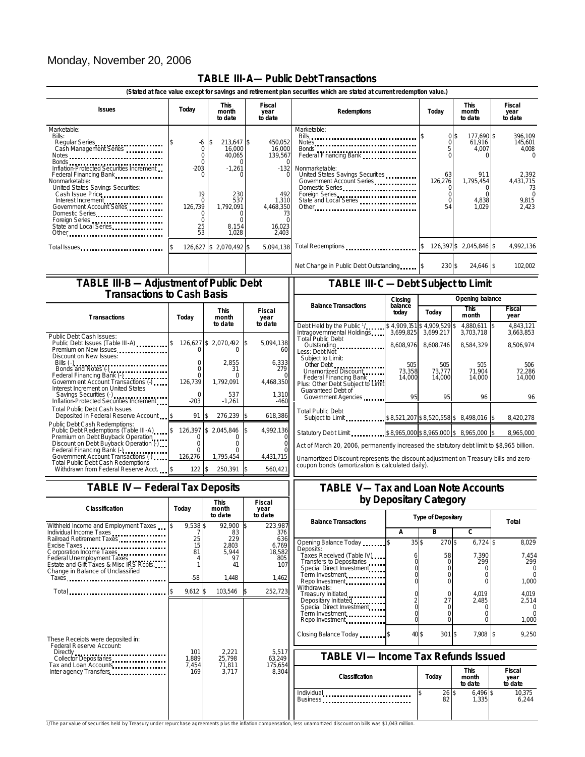Monday, November 20, 2006

## TABLE III-A— Public Debt Transactions

(Stated at face value except for savings and retirement plan securities which are stated at current redemption value.)

| Issues | Today | This month to date | Fiscal year to date | Redemptions | Today | This month to date | Fiscal year to date |
|---|---|---|---|---|---|---|---|
| Marketable: | | | | Marketable: | | | |
| Bills: | | | | Bills | $ 0 | $ 177,690 | $ 396,109 |
| Regular Series | $ -6 | $ 213,647 | $ 450,052 | Notes | 0 | 61,916 | 145,601 |
| Cash Management Series | 0 | 16,000 | 16,000 | Bonds | 5 | 4,007 | 4,008 |
| Notes | 0 | 40,065 | 139,567 | Federal Financing Bank | 0 | 0 | 0 |
| Bonds | 0 | 0 | 0 | | | | |
| Inflation-Protected Securities Increment | -203 | -1,261 | -132 | Nonmarketable: | | | |
| Federal Financing Bank | 0 | 0 | 0 | United States Savings Securities | 63 | 911 | 2,392 |
| Nonmarketable: | | | | Government Account Series | 126,276 | 1,795,454 | 4,431,715 |
| United States Savings Securities: | | | | Domestic Series | 0 | 0 | 73 |
| Cash Issue Price | 19 | 230 | 492 | Foreign Series | 0 | 0 | 0 |
| Interest Increment | 0 | 537 | 1,310 | State and Local Series | 0 | 4,838 | 9,815 |
| Government Account Series | 126,739 | 1,792,091 | 4,468,350 | Other | 54 | 1,029 | 2,423 |
| Domestic Series | 0 | 0 | 73 | | | | |
| Foreign Series | 0 | 0 | 0 | | | | |
| State and Local Series | 25 | 8,154 | 16,023 | | | | |
| Other | 53 | 1,028 | 2,403 | | | | |
| Total Issues | $ 126,627 | $ 2,070,492 | $ 5,094,138 | Total Redemptions | $ 126,397 | $ 2,045,846 | $ 4,992,136 |
| | | | | Net Change in Public Debt Outstanding | $ 230 | $ 24,646 | $ 102,002 |

## TABLE III-B — Adjustment of Public Debt Transactions to Cash Basis

| Transactions | Today | This month to date | Fiscal year to date |
|---|---|---|---|
| Public Debt Cash Issues: | | | |
| Public Debt Issues (Table III-A) | $ 126,627 | $ 2,070,492 | $ 5,094,138 |
| Premium on New Issues | 0 | 0 | 60 |
| Discount on New Issues: | | | |
| Bills (-) | 0 | 2,855 | 6,333 |
| Bonds and Notes (-) | 0 | 31 | 279 |
| Federal Financing Bank (-) | 0 | 0 | 0 |
| Government Account Transactions (-) | 126,739 | 1,792,091 | 4,468,350 |
| Interest Increment on United States Savings Securities (-) | 0 | 537 | 1,310 |
| Inflation-Protected Securities Increment | -203 | -1,261 | -460 |
| Total Public Debt Cash Issues Deposited in Federal Reserve Account | $ 91 | $ 276,239 | $ 618,386 |
| Public Debt Cash Redemptions: | | | |
| Public Debt Redemptions (Table III-A) | $ 126,397 | $ 2,045,846 | $ 4,992,136 |
| Premium on Debt Buyback Operation | 0 | 0 | 0 |
| Discount on Debt Buyback Operation (-) | 0 | 0 | 0 |
| Federal Financing Bank (-) | 0 | 0 | 0 |
| Government Account Transactions (-) | 126,276 | 1,795,454 | 4,431,715 |
| Total Public Debt Cash Redemptions Withdrawn from Federal Reserve Acct. | $ 122 | $ 250,391 | $ 560,421 |

## TABLE III-C — Debt Subject to Limit

| Balance Transactions | Closing balance today | Opening balance Today | Opening balance This month | Opening balance Fiscal year |
|---|---|---|---|---|
| Debt Held by the Public [1] | $ 4,909,151 | $ 4,909,529 | $ 4,880,611 | $ 4,843,121 |
| Intragovernmental Holdings | 3,699,825 | 3,699,217 | 3,703,718 | 3,663,853 |
| Total Public Debt Outstanding | 8,608,976 | 8,608,746 | 8,584,329 | 8,506,974 |
| Less: Debt Not Subject to Limit: | | | | |
| Other Debt | 505 | 505 | 505 | 506 |
| Unamortized Discount | 73,358 | 73,777 | 71,904 | 72,286 |
| Federal Financing Bank | 14,000 | 14,000 | 14,000 | 14,000 |
| Plus: Other Debt Subject to Limit Guaranteed Debt of Government Agencies | 95 | 95 | 96 | 96 |
| Total Public Debt Subject to Limit | $ 8,521,207 | $ 8,520,558 | $ 8,498,016 | $ 8,420,278 |
| Statutory Debt Limit | $ 8,965,000 | $ 8,965,000 | $ 8,965,000 | $ 8,965,000 |

Act of March 20, 2006, permanently increased the statutory debt limit to $8,965 billion.

Unamortized Discount represents the discount adjustment on Treasury bills and zero-coupon bonds (amortization is calculated daily).

## TABLE IV — Federal Tax Deposits

| Classification | Today | This month to date | Fiscal year to date |
|---|---|---|---|
| Withheld Income and Employment Taxes | $ 9,538 | $ 92,900 | $ 223,987 |
| Individual Income Taxes | 7 | 83 | 376 |
| Railroad Retirement Taxes | 25 | 229 | 636 |
| Excise Taxes | 15 | 2,803 | 6,769 |
| Corporation Income Taxes | 81 | 5,944 | 18,582 |
| Federal Unemployment Taxes | 4 | 97 | 805 |
| Estate and Gift Taxes & Misc IRS Rcpts. | 1 | 41 | 107 |
| Change in Balance of Unclassified Taxes | -58 | 1,448 | 1,462 |
| Total | $ 9,612 | $ 103,546 | $ 252,723 |
| These Receipts were deposited in: | | | |
| Federal Reserve Account: | | | |
| Directly | 101 | 2,221 | 5,517 |
| Collector Depositaries | 1,889 | 25,798 | 63,249 |
| Tax and Loan Accounts | 7,454 | 71,811 | 175,654 |
| Inter-agency Transfers | 169 | 3,717 | 8,304 |

## TABLE V— Tax and Loan Note Accounts by Depositary Category

| Balance Transactions | Type of Depositary A | Type of Depositary B | Type of Depositary C | Total |
|---|---|---|---|---|
| Opening Balance Today | $ 35 | $ 270 | $ 6,724 | $ 8,029 |
| Deposits: | | | | |
| Taxes Received (Table IV) | 6 | 58 | 7,390 | 7,454 |
| Transfers to Depositaries | 0 | 0 | 299 | 299 |
| Special Direct Investment | 0 | 0 | 0 | 0 |
| Term Investment | 0 | 0 | 0 | 0 |
| Repo Investment | 0 | 0 | 0 | 1,000 |
| Withdrawals: | | | | |
| Treasury Initiated | 0 | 0 | 4,019 | 4,019 |
| Depositary Initiated | 2 | 27 | 2,485 | 2,514 |
| Special Direct Investment | 0 | 0 | 0 | 0 |
| Term Investment | 0 | 0 | 0 | 0 |
| Repo Investment | 0 | 0 | 0 | 1,000 |
| Closing Balance Today | $ 40 | $ 301 | $ 7,908 | $ 9,250 |

## TABLE VI— Income Tax Refunds Issued

| Classification | Today | This month to date | Fiscal year to date |
|---|---|---|---|
| Individual | $ 26 | $ 6,496 | $ 10,375 |
| Business | 82 | 1,335 | 6,244 |

1/The par value of securities held by Treasury under repurchase agreements plus the inflation compensation, less unamortized discount on bills was $1,043 million.